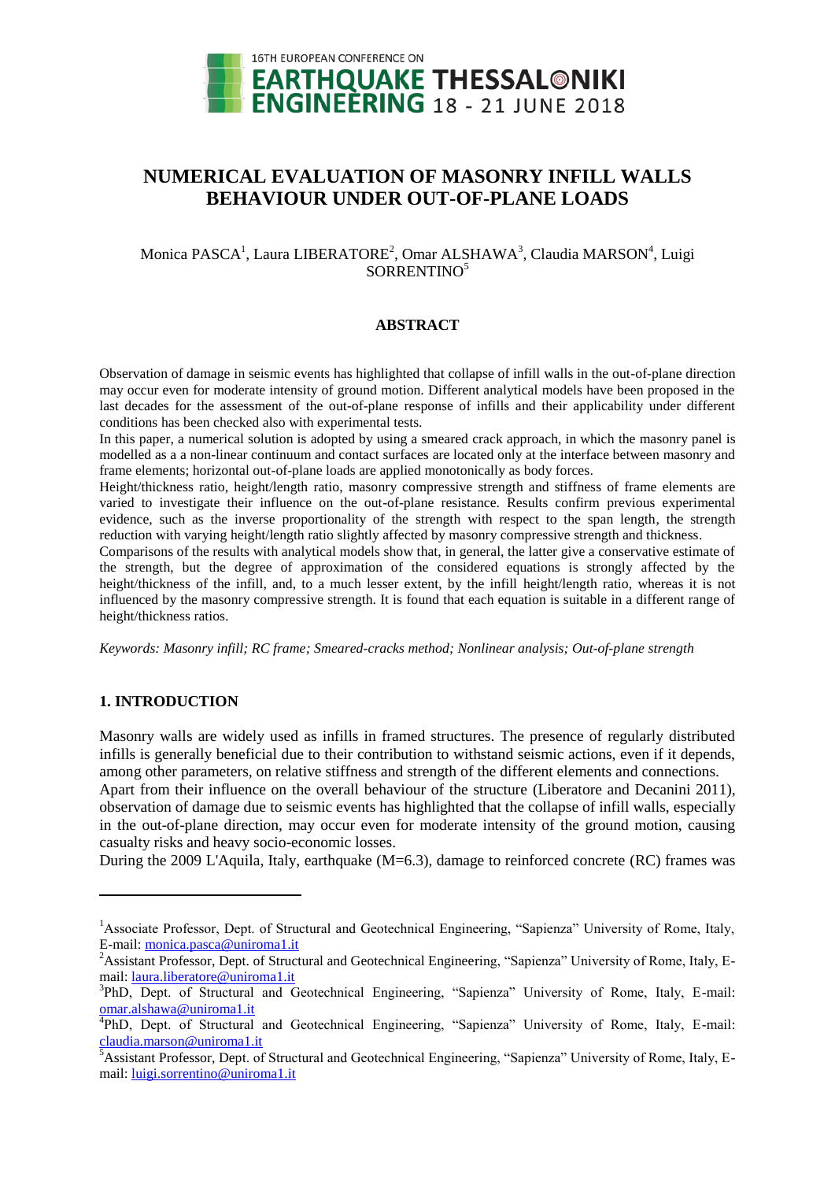# NUMERICAL EVALUATION OF MASONRY INFILL WALLS BEHAVIOUR UNDER OUT-OF-PLANE LOADS

Monica PASCA[1], Laura LIBERATORE[2], Omar ALSHAWA[3], Claudia MARSON[4], Luigi SORRENTINO[5]

## ABSTRACT

Observation of damage in seismic events has highlighted that collapse of infill walls in the out-of-plane direction may occur even for moderate intensity of ground motion. Different analytical models have been proposed in the last decades for the assessment of the out-of-plane response of infills and their applicability under different conditions has been checked also with experimental tests.

In this paper, a numerical solution is adopted by using a smeared crack approach, in which the masonry panel is modelled as a a non-linear continuum and contact surfaces are located only at the interface between masonry and frame elements; horizontal out-of-plane loads are applied monotonically as body forces.

Height/thickness ratio, height/length ratio, masonry compressive strength and stiffness of frame elements are varied to investigate their influence on the out-of-plane resistance. Results confirm previous experimental evidence, such as the inverse proportionality of the strength with respect to the span length, the strength reduction with varying height/length ratio slightly affected by masonry compressive strength and thickness.

Comparisons of the results with analytical models show that, in general, the latter give a conservative estimate of the strength, but the degree of approximation of the considered equations is strongly affected by the height/thickness of the infill, and, to a much lesser extent, by the infill height/length ratio, whereas it is not influenced by the masonry compressive strength. It is found that each equation is suitable in a different range of height/thickness ratios.

*Keywords: Masonry infill; RC frame; Smeared-cracks method; Nonlinear analysis; Out-of-plane strength*

## 1. INTRODUCTION

Masonry walls are widely used as infills in framed structures. The presence of regularly distributed infills is generally beneficial due to their contribution to withstand seismic actions, even if it depends, among other parameters, on relative stiffness and strength of the different elements and connections.

Apart from their influence on the overall behaviour of the structure (Liberatore and Decanini 2011), observation of damage due to seismic events has highlighted that the collapse of infill walls, especially in the out-of-plane direction, may occur even for moderate intensity of the ground motion, causing casualty risks and heavy socio-economic losses.

During the 2009 L'Aquila, Italy, earthquake (M=6.3), damage to reinforced concrete (RC) frames was

---

[1]Associate Professor, Dept. of Structural and Geotechnical Engineering, "Sapienza" University of Rome, Italy, E-mail: monica.pasca@uniroma1.it

[2]Assistant Professor, Dept. of Structural and Geotechnical Engineering, "Sapienza" University of Rome, Italy, E-mail: laura.liberatore@uniroma1.it

[3]PhD, Dept. of Structural and Geotechnical Engineering, "Sapienza" University of Rome, Italy, E-mail: omar.alshawa@uniroma1.it

[4]PhD, Dept. of Structural and Geotechnical Engineering, "Sapienza" University of Rome, Italy, E-mail: claudia.marson@uniroma1.it

[5]Assistant Professor, Dept. of Structural and Geotechnical Engineering, "Sapienza" University of Rome, Italy, E-mail: luigi.sorrentino@uniroma1.it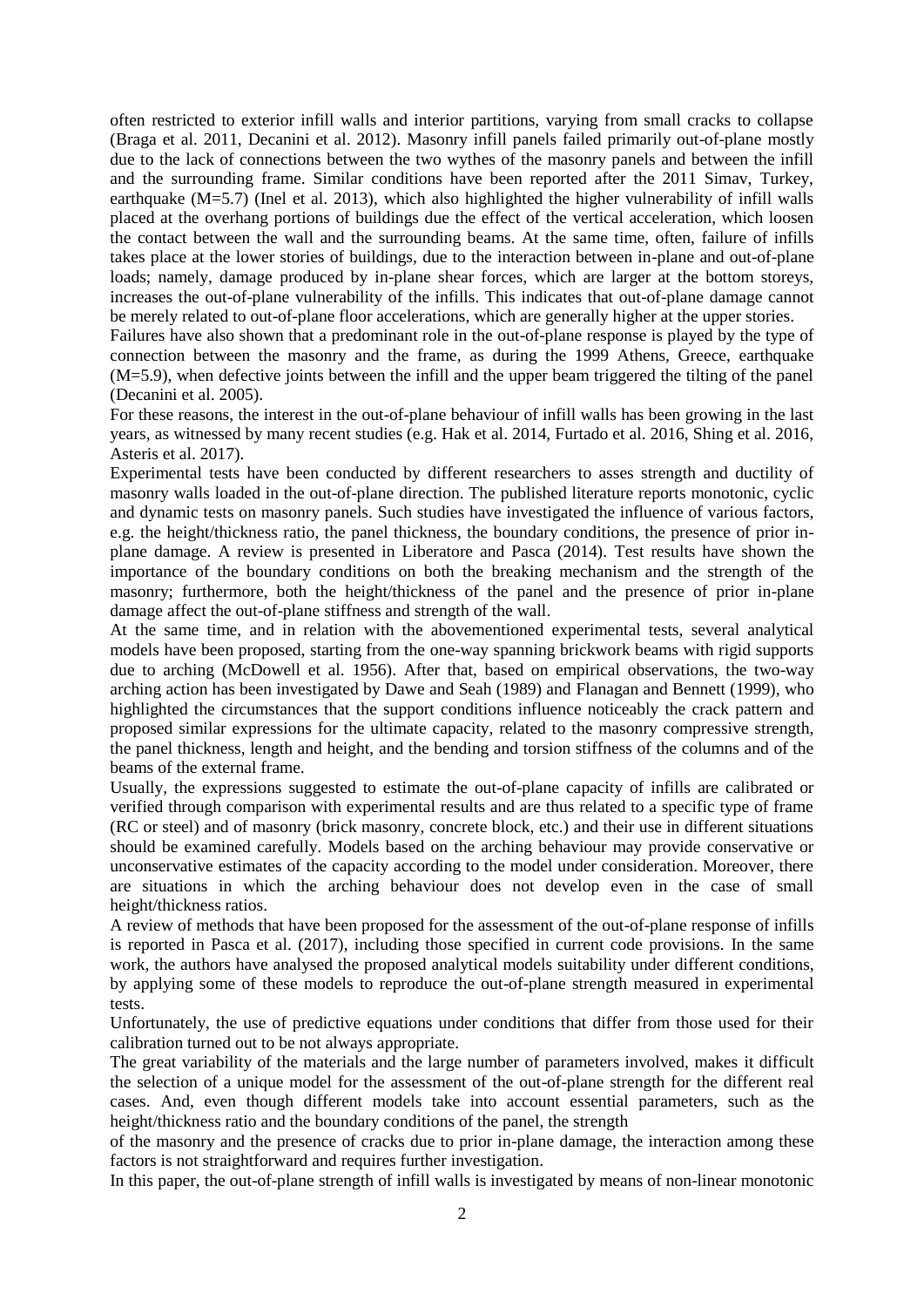often restricted to exterior infill walls and interior partitions, varying from small cracks to collapse (Braga et al. 2011, Decanini et al. 2012). Masonry infill panels failed primarily out-of-plane mostly due to the lack of connections between the two wythes of the masonry panels and between the infill and the surrounding frame. Similar conditions have been reported after the 2011 Simav, Turkey, earthquake (M=5.7) (Inel et al. 2013), which also highlighted the higher vulnerability of infill walls placed at the overhang portions of buildings due the effect of the vertical acceleration, which loosen the contact between the wall and the surrounding beams. At the same time, often, failure of infills takes place at the lower stories of buildings, due to the interaction between in-plane and out-of-plane loads; namely, damage produced by in-plane shear forces, which are larger at the bottom storeys, increases the out-of-plane vulnerability of the infills. This indicates that out-of-plane damage cannot be merely related to out-of-plane floor accelerations, which are generally higher at the upper stories.

Failures have also shown that a predominant role in the out-of-plane response is played by the type of connection between the masonry and the frame, as during the 1999 Athens, Greece, earthquake (M=5.9), when defective joints between the infill and the upper beam triggered the tilting of the panel (Decanini et al. 2005).

For these reasons, the interest in the out-of-plane behaviour of infill walls has been growing in the last years, as witnessed by many recent studies (e.g. Hak et al. 2014, Furtado et al. 2016, Shing et al. 2016, Asteris et al. 2017).

Experimental tests have been conducted by different researchers to asses strength and ductility of masonry walls loaded in the out-of-plane direction. The published literature reports monotonic, cyclic and dynamic tests on masonry panels. Such studies have investigated the influence of various factors, e.g. the height/thickness ratio, the panel thickness, the boundary conditions, the presence of prior in-plane damage. A review is presented in Liberatore and Pasca (2014). Test results have shown the importance of the boundary conditions on both the breaking mechanism and the strength of the masonry; furthermore, both the height/thickness of the panel and the presence of prior in-plane damage affect the out-of-plane stiffness and strength of the wall.

At the same time, and in relation with the abovementioned experimental tests, several analytical models have been proposed, starting from the one-way spanning brickwork beams with rigid supports due to arching (McDowell et al. 1956). After that, based on empirical observations, the two-way arching action has been investigated by Dawe and Seah (1989) and Flanagan and Bennett (1999), who highlighted the circumstances that the support conditions influence noticeably the crack pattern and proposed similar expressions for the ultimate capacity, related to the masonry compressive strength, the panel thickness, length and height, and the bending and torsion stiffness of the columns and of the beams of the external frame.

Usually, the expressions suggested to estimate the out-of-plane capacity of infills are calibrated or verified through comparison with experimental results and are thus related to a specific type of frame (RC or steel) and of masonry (brick masonry, concrete block, etc.) and their use in different situations should be examined carefully. Models based on the arching behaviour may provide conservative or unconservative estimates of the capacity according to the model under consideration. Moreover, there are situations in which the arching behaviour does not develop even in the case of small height/thickness ratios.

A review of methods that have been proposed for the assessment of the out-of-plane response of infills is reported in Pasca et al. (2017), including those specified in current code provisions. In the same work, the authors have analysed the proposed analytical models suitability under different conditions, by applying some of these models to reproduce the out-of-plane strength measured in experimental tests.

Unfortunately, the use of predictive equations under conditions that differ from those used for their calibration turned out to be not always appropriate.

The great variability of the materials and the large number of parameters involved, makes it difficult the selection of a unique model for the assessment of the out-of-plane strength for the different real cases. And, even though different models take into account essential parameters, such as the height/thickness ratio and the boundary conditions of the panel, the strength of the masonry and the presence of cracks due to prior in-plane damage, the interaction among these factors is not straightforward and requires further investigation.

In this paper, the out-of-plane strength of infill walls is investigated by means of non-linear monotonic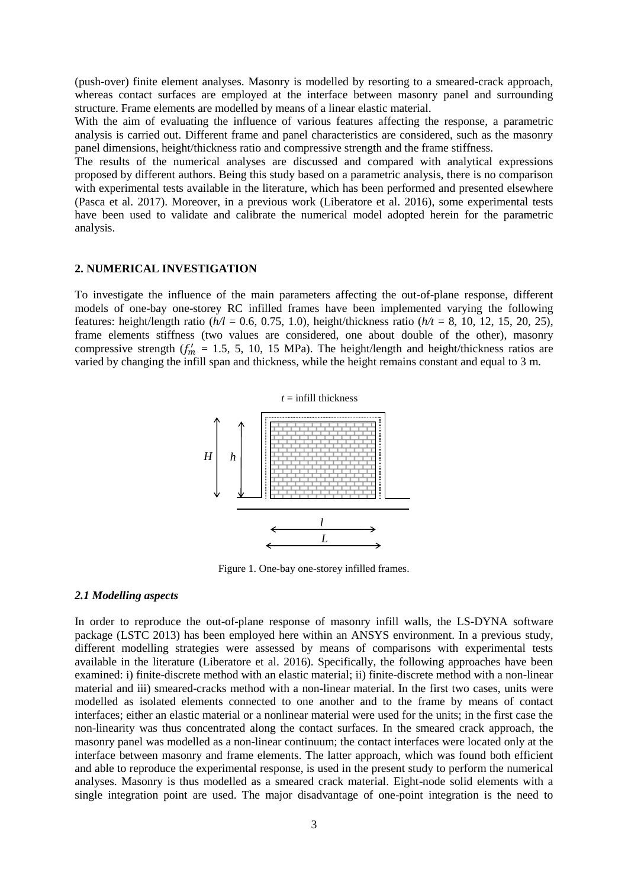(push-over) finite element analyses. Masonry is modelled by resorting to a smeared-crack approach, whereas contact surfaces are employed at the interface between masonry panel and surrounding structure. Frame elements are modelled by means of a linear elastic material.

With the aim of evaluating the influence of various features affecting the response, a parametric analysis is carried out. Different frame and panel characteristics are considered, such as the masonry panel dimensions, height/thickness ratio and compressive strength and the frame stiffness.

The results of the numerical analyses are discussed and compared with analytical expressions proposed by different authors. Being this study based on a parametric analysis, there is no comparison with experimental tests available in the literature, which has been performed and presented elsewhere (Pasca et al. 2017). Moreover, in a previous work (Liberatore et al. 2016), some experimental tests have been used to validate and calibrate the numerical model adopted herein for the parametric analysis.

## 2. NUMERICAL INVESTIGATION

To investigate the influence of the main parameters affecting the out-of-plane response, different models of one-bay one-storey RC infilled frames have been implemented varying the following features: height/length ratio ($h/l$ = 0.6, 0.75, 1.0), height/thickness ratio ($h/t$ = 8, 10, 12, 15, 20, 25), frame elements stiffness (two values are considered, one about double of the other), masonry compressive strength ($f'_m$ = 1.5, 5, 10, 15 MPa). The height/length and height/thickness ratios are varied by changing the infill span and thickness, while the height remains constant and equal to 3 m.

Figure 1. One-bay one-storey infilled frames.

### *2.1 Modelling aspects*

In order to reproduce the out-of-plane response of masonry infill walls, the LS-DYNA software package (LSTC 2013) has been employed here within an ANSYS environment. In a previous study, different modelling strategies were assessed by means of comparisons with experimental tests available in the literature (Liberatore et al. 2016). Specifically, the following approaches have been examined: i) finite-discrete method with an elastic material; ii) finite-discrete method with a non-linear material and iii) smeared-cracks method with a non-linear material. In the first two cases, units were modelled as isolated elements connected to one another and to the frame by means of contact interfaces; either an elastic material or a nonlinear material were used for the units; in the first case the non-linearity was thus concentrated along the contact surfaces. In the smeared crack approach, the masonry panel was modelled as a non-linear continuum; the contact interfaces were located only at the interface between masonry and frame elements. The latter approach, which was found both efficient and able to reproduce the experimental response, is used in the present study to perform the numerical analyses. Masonry is thus modelled as a smeared crack material. Eight-node solid elements with a single integration point are used. The major disadvantage of one-point integration is the need to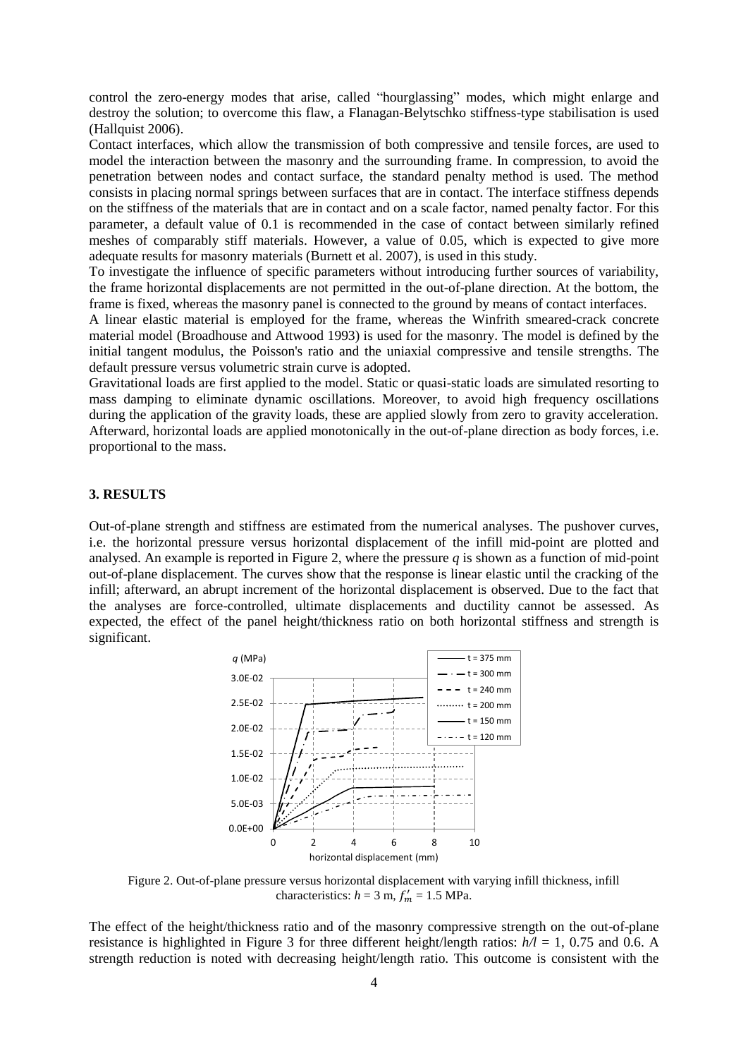control the zero-energy modes that arise, called "hourglassing" modes, which might enlarge and destroy the solution; to overcome this flaw, a Flanagan-Belytschko stiffness-type stabilisation is used (Hallquist 2006).

Contact interfaces, which allow the transmission of both compressive and tensile forces, are used to model the interaction between the masonry and the surrounding frame. In compression, to avoid the penetration between nodes and contact surface, the standard penalty method is used. The method consists in placing normal springs between surfaces that are in contact. The interface stiffness depends on the stiffness of the materials that are in contact and on a scale factor, named penalty factor. For this parameter, a default value of 0.1 is recommended in the case of contact between similarly refined meshes of comparably stiff materials. However, a value of 0.05, which is expected to give more adequate results for masonry materials (Burnett et al. 2007), is used in this study.

To investigate the influence of specific parameters without introducing further sources of variability, the frame horizontal displacements are not permitted in the out-of-plane direction. At the bottom, the frame is fixed, whereas the masonry panel is connected to the ground by means of contact interfaces.

A linear elastic material is employed for the frame, whereas the Winfrith smeared-crack concrete material model (Broadhouse and Attwood 1993) is used for the masonry. The model is defined by the initial tangent modulus, the Poisson's ratio and the uniaxial compressive and tensile strengths. The default pressure versus volumetric strain curve is adopted.

Gravitational loads are first applied to the model. Static or quasi-static loads are simulated resorting to mass damping to eliminate dynamic oscillations. Moreover, to avoid high frequency oscillations during the application of the gravity loads, these are applied slowly from zero to gravity acceleration. Afterward, horizontal loads are applied monotonically in the out-of-plane direction as body forces, i.e. proportional to the mass.

## 3. RESULTS

Out-of-plane strength and stiffness are estimated from the numerical analyses. The pushover curves, i.e. the horizontal pressure versus horizontal displacement of the infill mid-point are plotted and analysed. An example is reported in Figure 2, where the pressure $q$ is shown as a function of mid-point out-of-plane displacement. The curves show that the response is linear elastic until the cracking of the infill; afterward, an abrupt increment of the horizontal displacement is observed. Due to the fact that the analyses are force-controlled, ultimate displacements and ductility cannot be assessed. As expected, the effect of the panel height/thickness ratio on both horizontal stiffness and strength is significant.

Figure 2. Out-of-plane pressure versus horizontal displacement with varying infill thickness, infill characteristics: $h$ = 3 m, $f'_m$ = 1.5 MPa.

The effect of the height/thickness ratio and of the masonry compressive strength on the out-of-plane resistance is highlighted in Figure 3 for three different height/length ratios: $h/l$ = 1, 0.75 and 0.6. A strength reduction is noted with decreasing height/length ratio. This outcome is consistent with the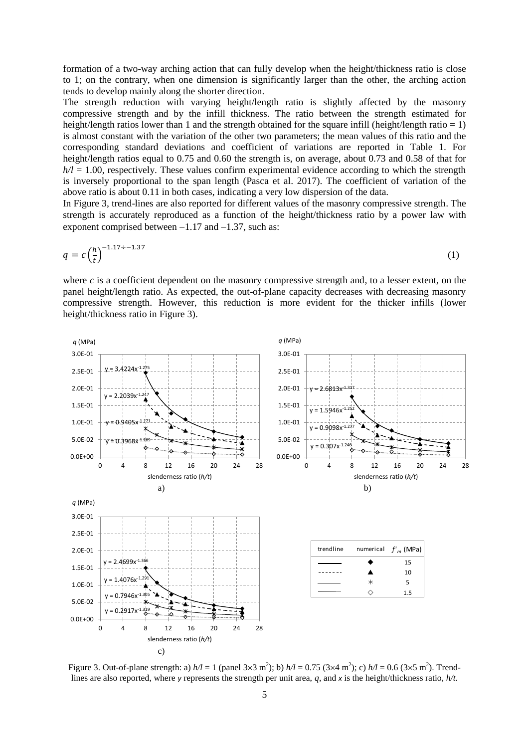formation of a two-way arching action that can fully develop when the height/thickness ratio is close to 1; on the contrary, when one dimension is significantly larger than the other, the arching action tends to develop mainly along the shorter direction.

The strength reduction with varying height/length ratio is slightly affected by the masonry compressive strength and by the infill thickness. The ratio between the strength estimated for height/length ratios lower than 1 and the strength obtained for the square infill (height/length ratio = 1) is almost constant with the variation of the other two parameters; the mean values of this ratio and the corresponding standard deviations and coefficient of variations are reported in Table 1. For height/length ratios equal to 0.75 and 0.60 the strength is, on average, about 0.73 and 0.58 of that for $h/l = 1.00$, respectively. These values confirm experimental evidence according to which the strength is inversely proportional to the span length (Pasca et al. 2017). The coefficient of variation of the above ratio is about 0.11 in both cases, indicating a very low dispersion of the data.

In Figure 3, trend-lines are also reported for different values of the masonry compressive strength. The strength is accurately reproduced as a function of the height/thickness ratio by a power law with exponent comprised between –1.17 and –1.37, such as:

$$q = c\left(\frac{h}{t}\right)^{-1.17 \div -1.37} \tag{1}$$

where $c$ is a coefficient dependent on the masonry compressive strength and, to a lesser extent, on the panel height/length ratio. As expected, the out-of-plane capacity decreases with decreasing masonry compressive strength. However, this reduction is more evident for the thicker infills (lower height/thickness ratio in Figure 3).

Figure 3. Out-of-plane strength: a) $h/l = 1$ (panel $3\times3$ m$^2$); b) $h/l = 0.75$ ($3\times4$ m$^2$); c) $h/l = 0.6$ ($3\times5$ m$^2$). Trend-lines are also reported, where $y$ represents the strength per unit area, $q$, and $x$ is the height/thickness ratio, $h/t$.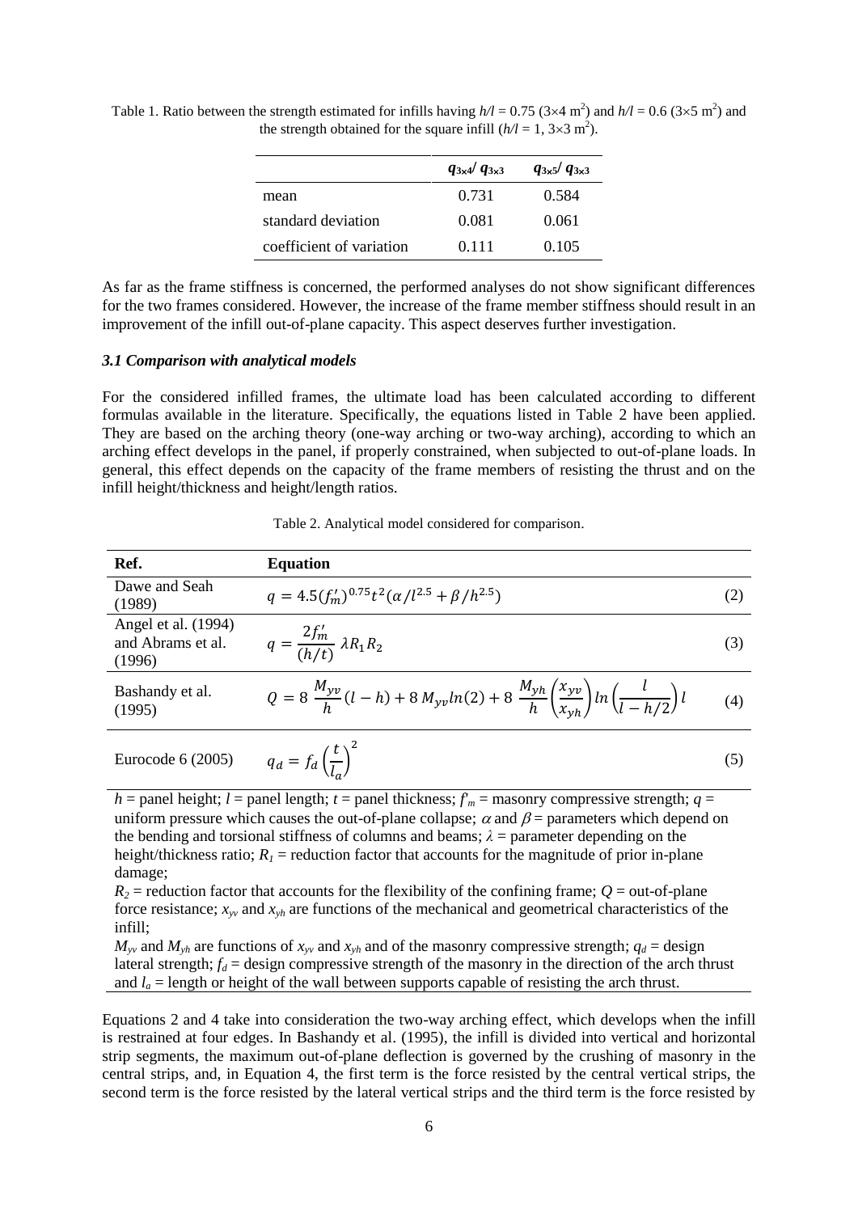Table 1. Ratio between the strength estimated for infills having $h/l$ = 0.75 (3×4 m$^2$) and $h/l$ = 0.6 (3×5 m$^2$) and the strength obtained for the square infill ($h/l$ = 1, 3×3 m$^2$).

| | $q_{3\times4}/q_{3\times3}$ | $q_{3\times5}/q_{3\times3}$ |
|---|---|---|
| mean | 0.731 | 0.584 |
| standard deviation | 0.081 | 0.061 |
| coefficient of variation | 0.111 | 0.105 |

As far as the frame stiffness is concerned, the performed analyses do not show significant differences for the two frames considered. However, the increase of the frame member stiffness should result in an improvement of the infill out-of-plane capacity. This aspect deserves further investigation.

### *3.1 Comparison with analytical models*

For the considered infilled frames, the ultimate load has been calculated according to different formulas available in the literature. Specifically, the equations listed in Table 2 have been applied. They are based on the arching theory (one-way arching or two-way arching), according to which an arching effect develops in the panel, if properly constrained, when subjected to out-of-plane loads. In general, this effect depends on the capacity of the frame members of resisting the thrust and on the infill height/thickness and height/length ratios.

Table 2. Analytical model considered for comparison.

| Ref. | Equation | |
|---|---|---|
| Dawe and Seah (1989) | $q = 4.5(f'_m)^{0.75} t^2 (\alpha/l^{2.5} + \beta/h^{2.5})$ | (2) |
| Angel et al. (1994) and Abrams et al. (1996) | $q = \dfrac{2f'_m}{(h/t)} \lambda R_1 R_2$ | (3) |
| Bashandy et al. (1995) | $Q = 8\,\dfrac{M_{yv}}{h}(l-h) + 8\,M_{yv} ln(2) + 8\,\dfrac{M_{yh}}{h}\left(\dfrac{x_{yv}}{x_{yh}}\right) ln\left(\dfrac{l}{l-h/2}\right) l$ | (4) |
| Eurocode 6 (2005) | $q_d = f_d \left(\dfrac{t}{l_a}\right)^2$ | (5) |

$h$ = panel height; $l$ = panel length; $t$ = panel thickness; $f'_m$ = masonry compressive strength; $q$ = uniform pressure which causes the out-of-plane collapse; $\alpha$ and $\beta$ = parameters which depend on the bending and torsional stiffness of columns and beams; $\lambda$ = parameter depending on the height/thickness ratio; $R_1$ = reduction factor that accounts for the magnitude of prior in-plane damage;
$R_2$ = reduction factor that accounts for the flexibility of the confining frame; $Q$ = out-of-plane force resistance; $x_{yv}$ and $x_{yh}$ are functions of the mechanical and geometrical characteristics of the infill;
$M_{yv}$ and $M_{yh}$ are functions of $x_{yv}$ and $x_{yh}$ and of the masonry compressive strength; $q_d$ = design lateral strength; $f_d$ = design compressive strength of the masonry in the direction of the arch thrust and $l_a$ = length or height of the wall between supports capable of resisting the arch thrust.

Equations 2 and 4 take into consideration the two-way arching effect, which develops when the infill is restrained at four edges. In Bashandy et al. (1995), the infill is divided into vertical and horizontal strip segments, the maximum out-of-plane deflection is governed by the crushing of masonry in the central strips, and, in Equation 4, the first term is the force resisted by the central vertical strips, the second term is the force resisted by the lateral vertical strips and the third term is the force resisted by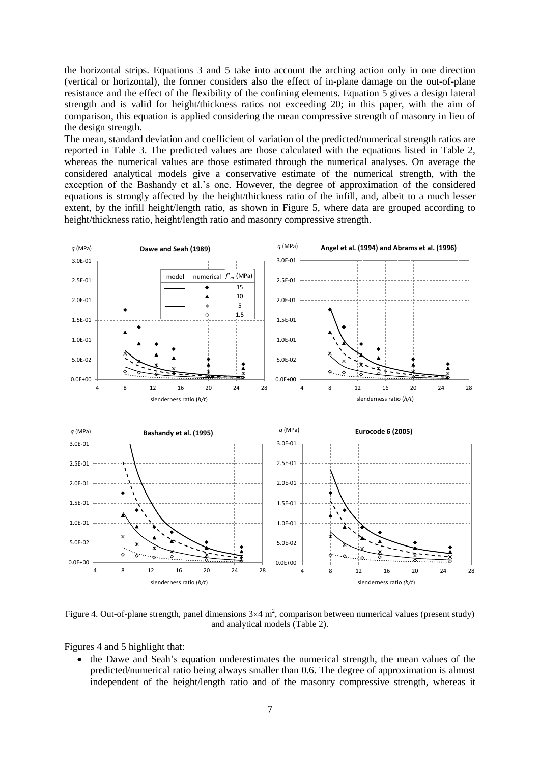the horizontal strips. Equations 3 and 5 take into account the arching action only in one direction (vertical or horizontal), the former considers also the effect of in-plane damage on the out-of-plane resistance and the effect of the flexibility of the confining elements. Equation 5 gives a design lateral strength and is valid for height/thickness ratios not exceeding 20; in this paper, with the aim of comparison, this equation is applied considering the mean compressive strength of masonry in lieu of the design strength.

The mean, standard deviation and coefficient of variation of the predicted/numerical strength ratios are reported in Table 3. The predicted values are those calculated with the equations listed in Table 2, whereas the numerical values are those estimated through the numerical analyses. On average the considered analytical models give a conservative estimate of the numerical strength, with the exception of the Bashandy et al.'s one. However, the degree of approximation of the considered equations is strongly affected by the height/thickness ratio of the infill, and, albeit to a much lesser extent, by the infill height/length ratio, as shown in Figure 5, where data are grouped according to height/thickness ratio, height/length ratio and masonry compressive strength.

Figure 4. Out-of-plane strength, panel dimensions $3 \times 4$ m$^2$, comparison between numerical values (present study) and analytical models (Table 2).

Figures 4 and 5 highlight that:

- the Dawe and Seah's equation underestimates the numerical strength, the mean values of the predicted/numerical ratio being always smaller than 0.6. The degree of approximation is almost independent of the height/length ratio and of the masonry compressive strength, whereas it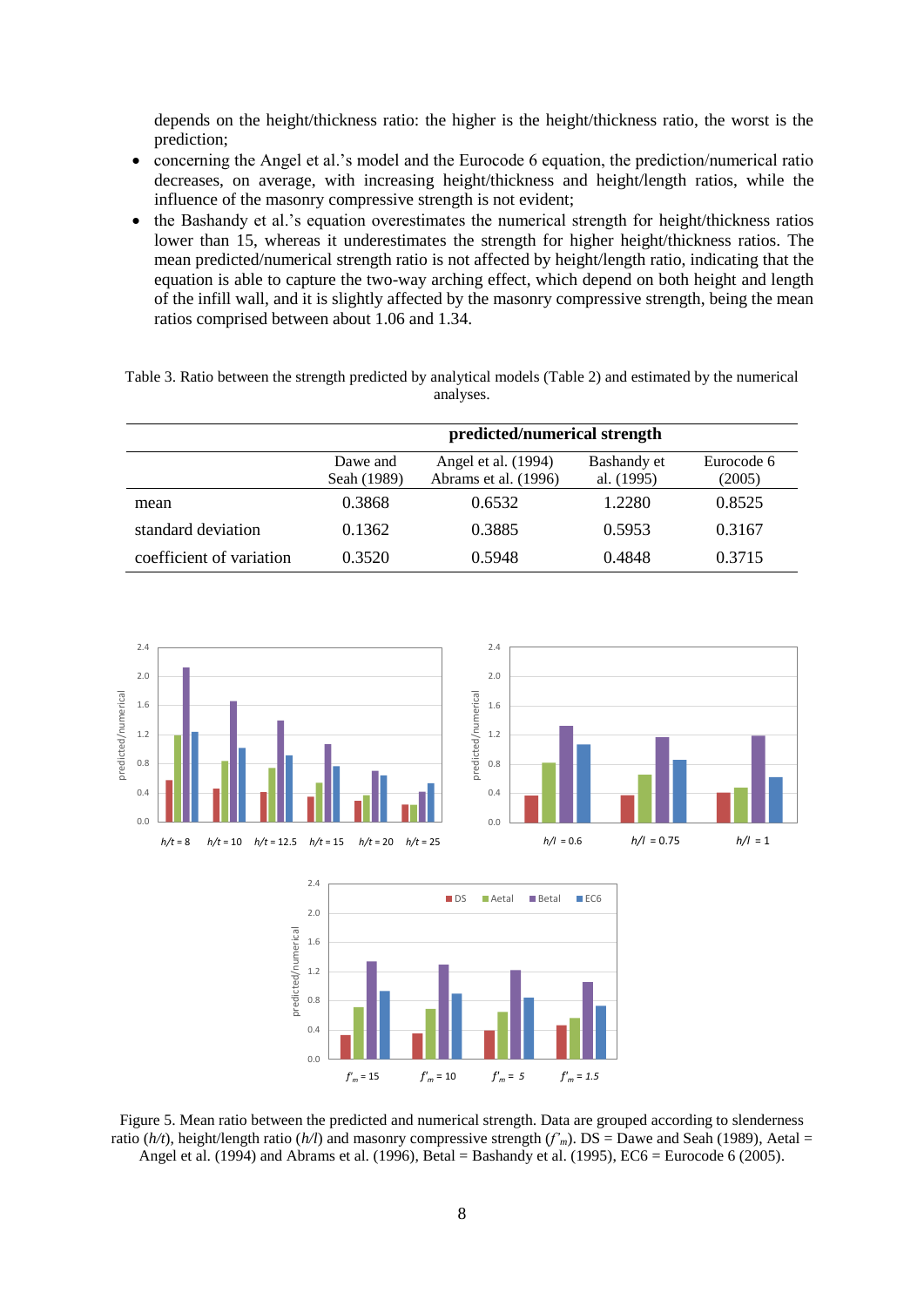depends on the height/thickness ratio: the higher is the height/thickness ratio, the worst is the prediction;

- concerning the Angel et al.'s model and the Eurocode 6 equation, the prediction/numerical ratio decreases, on average, with increasing height/thickness and height/length ratios, while the influence of the masonry compressive strength is not evident;
- the Bashandy et al.'s equation overestimates the numerical strength for height/thickness ratios lower than 15, whereas it underestimates the strength for higher height/thickness ratios. The mean predicted/numerical strength ratio is not affected by height/length ratio, indicating that the equation is able to capture the two-way arching effect, which depend on both height and length of the infill wall, and it is slightly affected by the masonry compressive strength, being the mean ratios comprised between about 1.06 and 1.34.

Table 3. Ratio between the strength predicted by analytical models (Table 2) and estimated by the numerical analyses.

| | **predicted/numerical strength** | | | |
|---|---|---|---|---|
| | Dawe and Seah (1989) | Angel et al. (1994) Abrams et al. (1996) | Bashandy et al. (1995) | Eurocode 6 (2005) |
| mean | 0.3868 | 0.6532 | 1.2280 | 0.8525 |
| standard deviation | 0.1362 | 0.3885 | 0.5953 | 0.3167 |
| coefficient of variation | 0.3520 | 0.5948 | 0.4848 | 0.3715 |

Figure 5. Mean ratio between the predicted and numerical strength. Data are grouped according to slenderness ratio ($h/t$), height/length ratio ($h/l$) and masonry compressive strength ($f'_m$). DS = Dawe and Seah (1989), Aetal = Angel et al. (1994) and Abrams et al. (1996), Betal = Bashandy et al. (1995), EC6 = Eurocode 6 (2005).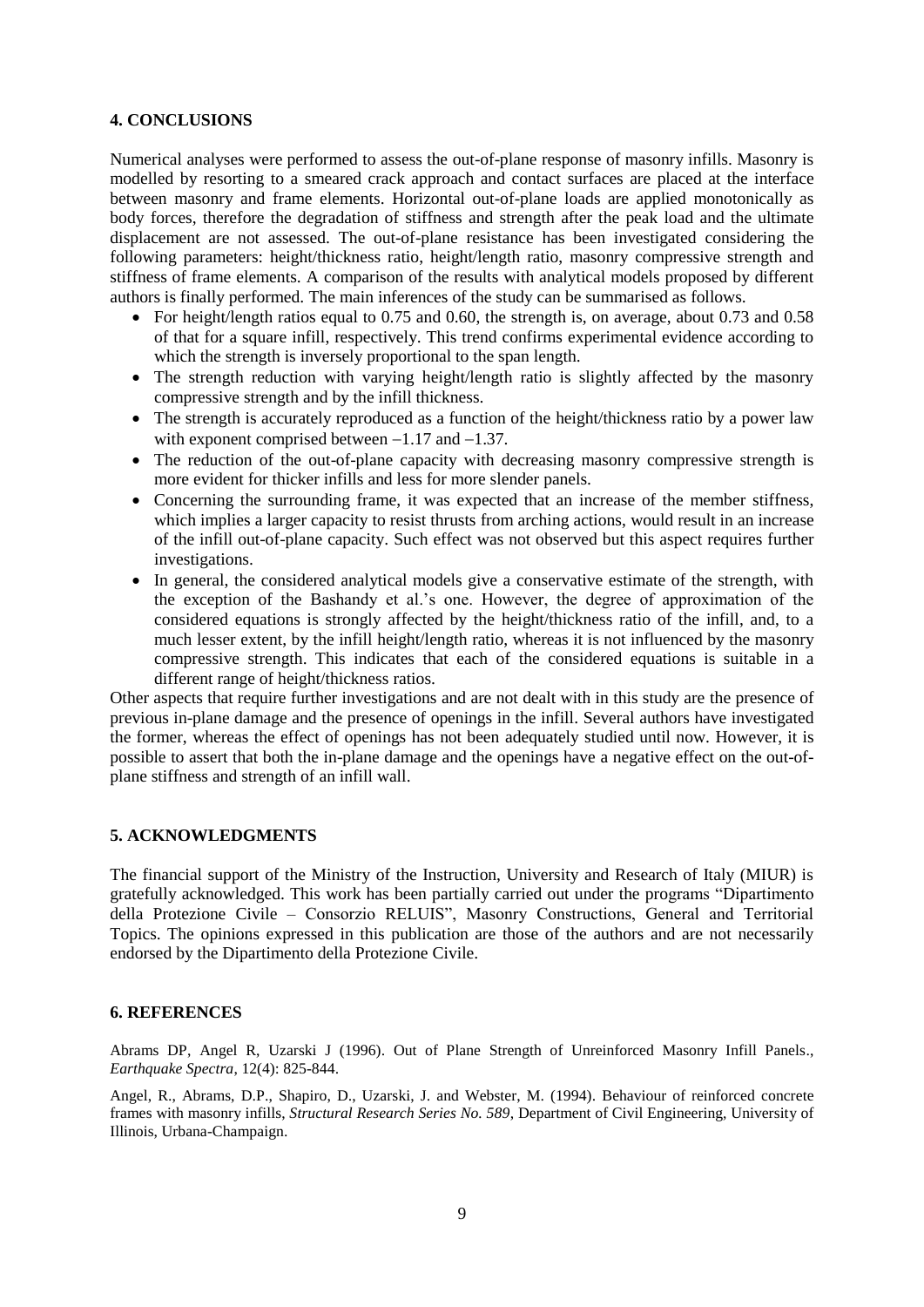## 4. CONCLUSIONS

Numerical analyses were performed to assess the out-of-plane response of masonry infills. Masonry is modelled by resorting to a smeared crack approach and contact surfaces are placed at the interface between masonry and frame elements. Horizontal out-of-plane loads are applied monotonically as body forces, therefore the degradation of stiffness and strength after the peak load and the ultimate displacement are not assessed. The out-of-plane resistance has been investigated considering the following parameters: height/thickness ratio, height/length ratio, masonry compressive strength and stiffness of frame elements. A comparison of the results with analytical models proposed by different authors is finally performed. The main inferences of the study can be summarised as follows.

- For height/length ratios equal to 0.75 and 0.60, the strength is, on average, about 0.73 and 0.58 of that for a square infill, respectively. This trend confirms experimental evidence according to which the strength is inversely proportional to the span length.
- The strength reduction with varying height/length ratio is slightly affected by the masonry compressive strength and by the infill thickness.
- The strength is accurately reproduced as a function of the height/thickness ratio by a power law with exponent comprised between $-1.17$ and $-1.37$.
- The reduction of the out-of-plane capacity with decreasing masonry compressive strength is more evident for thicker infills and less for more slender panels.
- Concerning the surrounding frame, it was expected that an increase of the member stiffness, which implies a larger capacity to resist thrusts from arching actions, would result in an increase of the infill out-of-plane capacity. Such effect was not observed but this aspect requires further investigations.
- In general, the considered analytical models give a conservative estimate of the strength, with the exception of the Bashandy et al.'s one. However, the degree of approximation of the considered equations is strongly affected by the height/thickness ratio of the infill, and, to a much lesser extent, by the infill height/length ratio, whereas it is not influenced by the masonry compressive strength. This indicates that each of the considered equations is suitable in a different range of height/thickness ratios.

Other aspects that require further investigations and are not dealt with in this study are the presence of previous in-plane damage and the presence of openings in the infill. Several authors have investigated the former, whereas the effect of openings has not been adequately studied until now. However, it is possible to assert that both the in-plane damage and the openings have a negative effect on the out-of-plane stiffness and strength of an infill wall.

## 5. ACKNOWLEDGMENTS

The financial support of the Ministry of the Instruction, University and Research of Italy (MIUR) is gratefully acknowledged. This work has been partially carried out under the programs "Dipartimento della Protezione Civile – Consorzio RELUIS", Masonry Constructions, General and Territorial Topics. The opinions expressed in this publication are those of the authors and are not necessarily endorsed by the Dipartimento della Protezione Civile.

## 6. REFERENCES

Abrams DP, Angel R, Uzarski J (1996). Out of Plane Strength of Unreinforced Masonry Infill Panels., *Earthquake Spectra*, 12(4): 825-844.

Angel, R., Abrams, D.P., Shapiro, D., Uzarski, J. and Webster, M. (1994). Behaviour of reinforced concrete frames with masonry infills, *Structural Research Series No. 589*, Department of Civil Engineering, University of Illinois, Urbana-Champaign.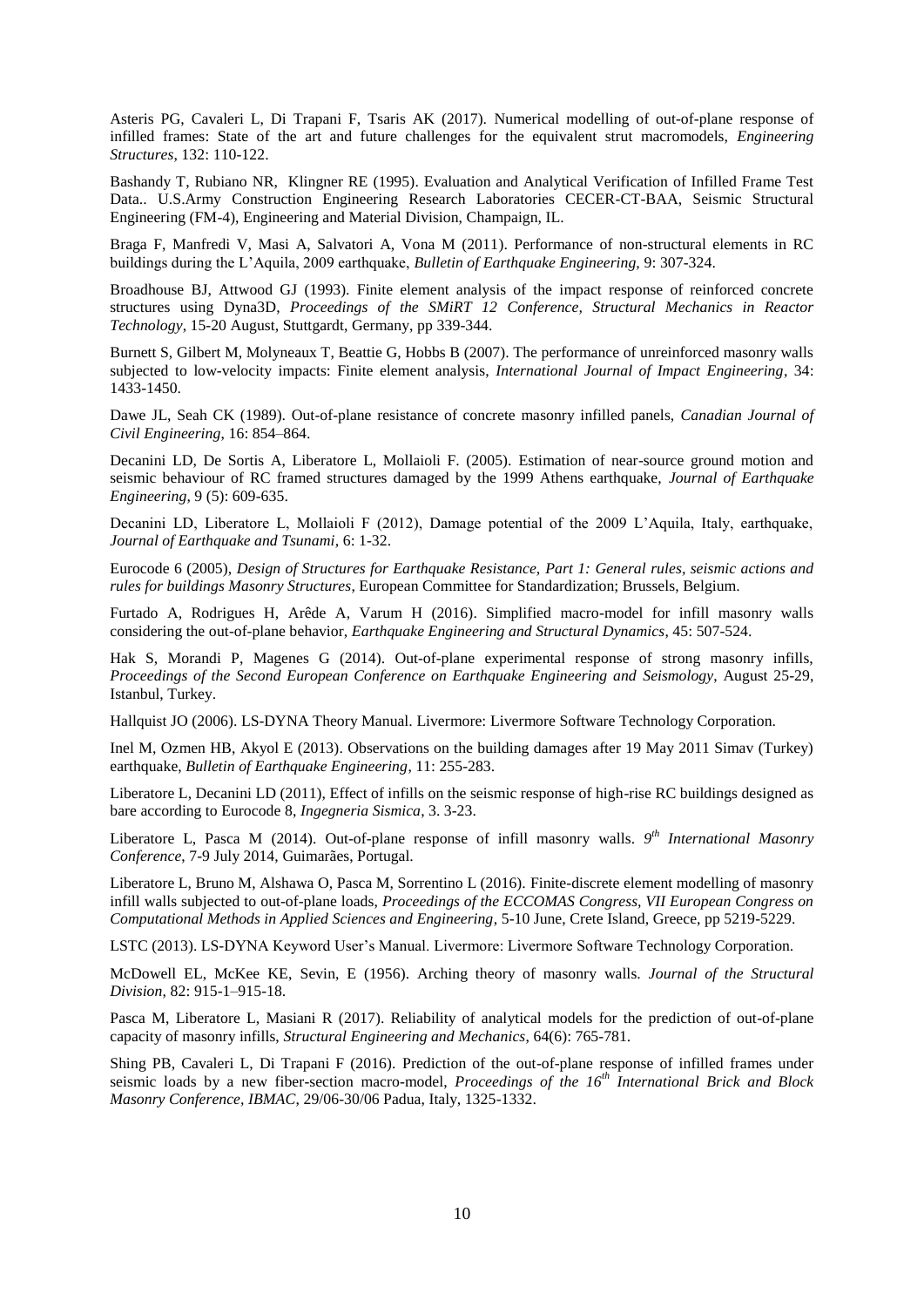Asteris PG, Cavaleri L, Di Trapani F, Tsaris AK (2017). Numerical modelling of out-of-plane response of infilled frames: State of the art and future challenges for the equivalent strut macromodels, *Engineering Structures*, 132: 110-122.

Bashandy T, Rubiano NR, Klingner RE (1995). Evaluation and Analytical Verification of Infilled Frame Test Data.. U.S.Army Construction Engineering Research Laboratories CECER-CT-BAA, Seismic Structural Engineering (FM-4), Engineering and Material Division, Champaign, IL.

Braga F, Manfredi V, Masi A, Salvatori A, Vona M (2011). Performance of non-structural elements in RC buildings during the L'Aquila, 2009 earthquake, *Bulletin of Earthquake Engineering,* 9: 307-324.

Broadhouse BJ, Attwood GJ (1993). Finite element analysis of the impact response of reinforced concrete structures using Dyna3D, *Proceedings of the SMiRT 12 Conference, Structural Mechanics in Reactor Technology*, 15-20 August, Stuttgardt, Germany, pp 339-344.

Burnett S, Gilbert M, Molyneaux T, Beattie G, Hobbs B (2007). The performance of unreinforced masonry walls subjected to low-velocity impacts: Finite element analysis, *International Journal of Impact Engineering*, 34: 1433-1450.

Dawe JL, Seah CK (1989). Out-of-plane resistance of concrete masonry infilled panels, *Canadian Journal of Civil Engineering*, 16: 854–864.

Decanini LD, De Sortis A, Liberatore L, Mollaioli F. (2005). Estimation of near-source ground motion and seismic behaviour of RC framed structures damaged by the 1999 Athens earthquake, *Journal of Earthquake Engineering*, 9 (5): 609-635.

Decanini LD, Liberatore L, Mollaioli F (2012), Damage potential of the 2009 L'Aquila, Italy, earthquake, *Journal of Earthquake and Tsunami*, 6: 1-32.

Eurocode 6 (2005), *Design of Structures for Earthquake Resistance, Part 1: General rules, seismic actions and rules for buildings Masonry Structures*, European Committee for Standardization; Brussels, Belgium.

Furtado A, Rodrigues H, Arêde A, Varum H (2016). Simplified macro-model for infill masonry walls considering the out-of-plane behavior, *Earthquake Engineering and Structural Dynamics*, 45: 507-524.

Hak S, Morandi P, Magenes G (2014). Out-of-plane experimental response of strong masonry infills, *Proceedings of the Second European Conference on Earthquake Engineering and Seismology*, August 25-29, Istanbul, Turkey.

Hallquist JO (2006). LS-DYNA Theory Manual. Livermore: Livermore Software Technology Corporation.

Inel M, Ozmen HB, Akyol E (2013). Observations on the building damages after 19 May 2011 Simav (Turkey) earthquake, *Bulletin of Earthquake Engineering*, 11: 255-283.

Liberatore L, Decanini LD (2011), Effect of infills on the seismic response of high-rise RC buildings designed as bare according to Eurocode 8, *Ingegneria Sismica*, 3. 3-23.

Liberatore L, Pasca M (2014). Out-of-plane response of infill masonry walls. *9th International Masonry Conference*, 7-9 July 2014, Guimarães, Portugal.

Liberatore L, Bruno M, Alshawa O, Pasca M, Sorrentino L (2016). Finite-discrete element modelling of masonry infill walls subjected to out-of-plane loads, *Proceedings of the ECCOMAS Congress, VII European Congress on Computational Methods in Applied Sciences and Engineering*, 5-10 June, Crete Island, Greece, pp 5219-5229.

LSTC (2013). LS-DYNA Keyword User's Manual. Livermore: Livermore Software Technology Corporation.

McDowell EL, McKee KE, Sevin, E (1956). Arching theory of masonry walls. *Journal of the Structural Division*, 82: 915-1–915-18.

Pasca M, Liberatore L, Masiani R (2017). Reliability of analytical models for the prediction of out-of-plane capacity of masonry infills, *Structural Engineering and Mechanics*, 64(6): 765-781.

Shing PB, Cavaleri L, Di Trapani F (2016). Prediction of the out-of-plane response of infilled frames under seismic loads by a new fiber-section macro-model, *Proceedings of the 16th International Brick and Block Masonry Conference, IBMAC*, 29/06-30/06 Padua, Italy, 1325-1332.